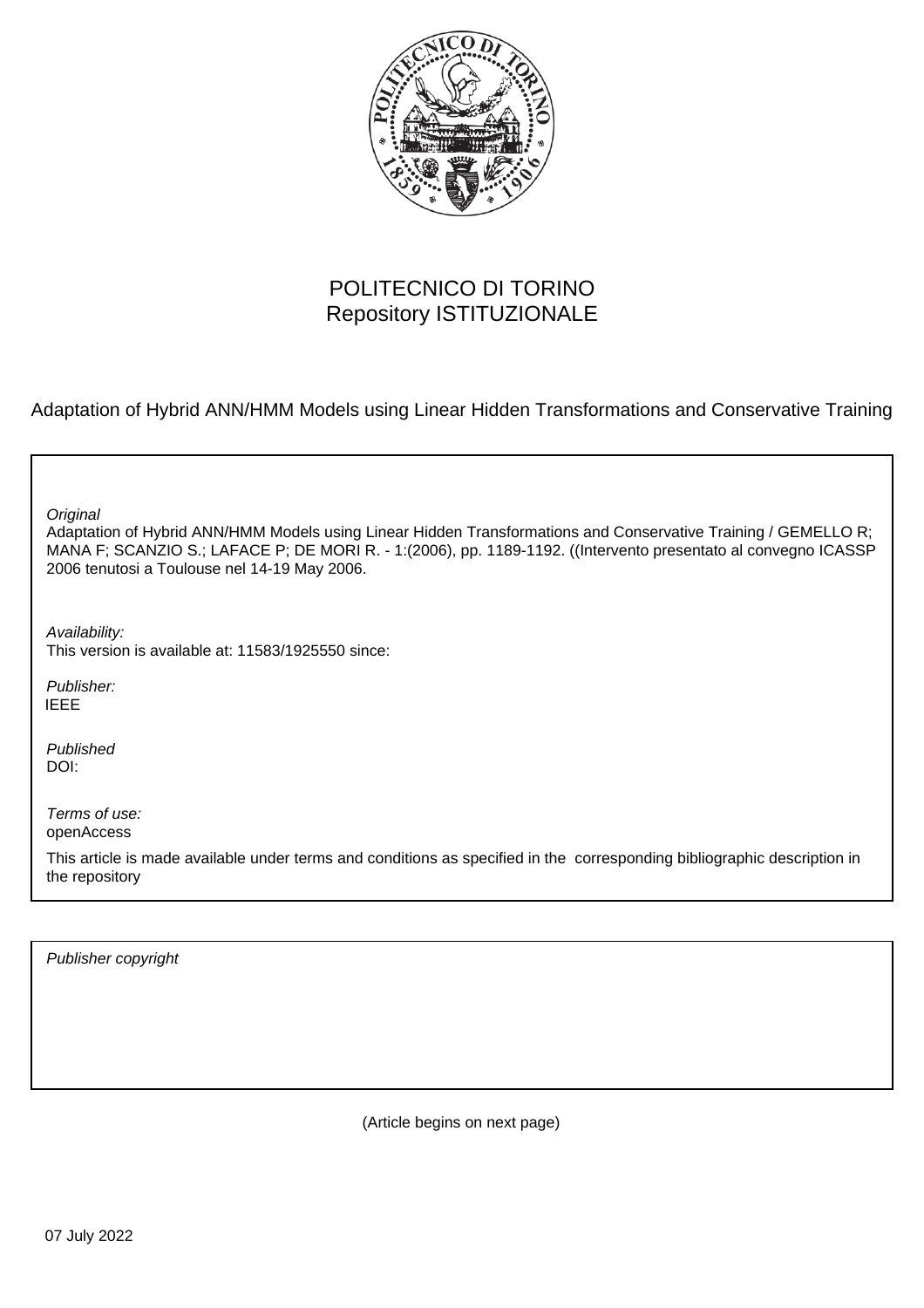POLITECNICO DI TORINO
Repository ISTITUZIONALE

Adaptation of Hybrid ANN/HMM Models using Linear Hidden Transformations and Conservative Training

*Original*
Adaptation of Hybrid ANN/HMM Models using Linear Hidden Transformations and Conservative Training / GEMELLO R; MANA F; SCANZIO S.; LAFACE P; DE MORI R. - 1:(2006), pp. 1189-1192. ((Intervento presentato al convegno ICASSP 2006 tenutosi a Toulouse nel 14-19 May 2006.

*Availability:*
This version is available at: 11583/1925550 since:

*Publisher:*
IEEE

*Published*
DOI:

*Terms of use:*
openAccess

This article is made available under terms and conditions as specified in the corresponding bibliographic description in the repository

*Publisher copyright*

(Article begins on next page)

07 July 2022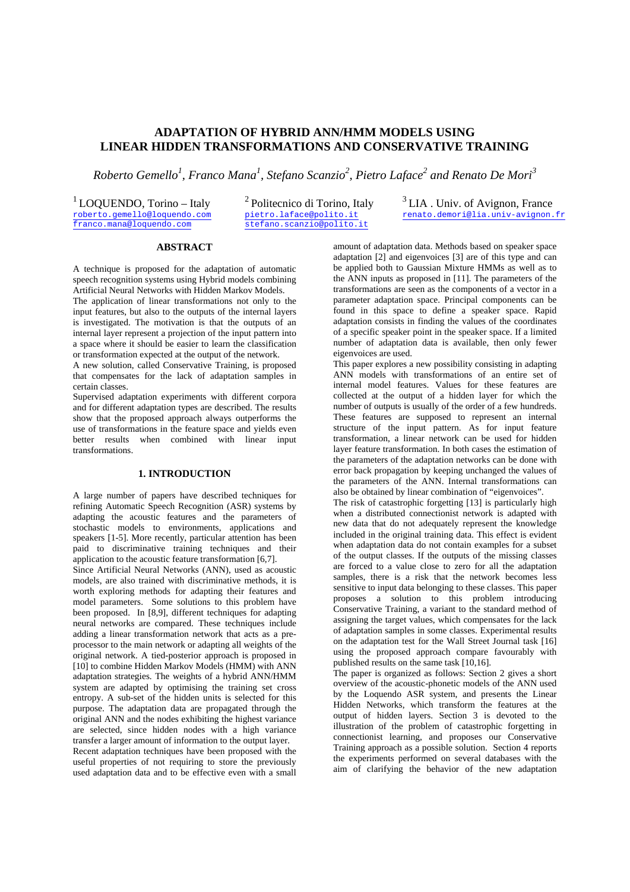# ADAPTATION OF HYBRID ANN/HMM MODELS USING LINEAR HIDDEN TRANSFORMATIONS AND CONSERVATIVE TRAINING

*Roberto Gemello[1], Franco Mana[1], Stefano Scanzio[2], Pietro Laface[2] and Renato De Mori[3]*

[1] LOQUENDO, Torino – Italy
roberto.gemello@loquendo.com
franco.mana@loquendo.com

[2] Politecnico di Torino, Italy
pietro.laface@polito.it
stefano.scanzio@polito.it

[3] LIA . Univ. of Avignon, France
renato.demori@lia.univ-avignon.fr

## ABSTRACT

A technique is proposed for the adaptation of automatic speech recognition systems using Hybrid models combining Artificial Neural Networks with Hidden Markov Models.

The application of linear transformations not only to the input features, but also to the outputs of the internal layers is investigated. The motivation is that the outputs of an internal layer represent a projection of the input pattern into a space where it should be easier to learn the classification or transformation expected at the output of the network.

A new solution, called Conservative Training, is proposed that compensates for the lack of adaptation samples in certain classes.

Supervised adaptation experiments with different corpora and for different adaptation types are described. The results show that the proposed approach always outperforms the use of transformations in the feature space and yields even better results when combined with linear input transformations.

## 1. INTRODUCTION

A large number of papers have described techniques for refining Automatic Speech Recognition (ASR) systems by adapting the acoustic features and the parameters of stochastic models to environments, applications and speakers [1-5]. More recently, particular attention has been paid to discriminative training techniques and their application to the acoustic feature transformation [6,7].

Since Artificial Neural Networks (ANN), used as acoustic models, are also trained with discriminative methods, it is worth exploring methods for adapting their features and model parameters. Some solutions to this problem have been proposed. In [8,9], different techniques for adapting neural networks are compared. These techniques include adding a linear transformation network that acts as a pre-processor to the main network or adapting all weights of the original network. A tied-posterior approach is proposed in [10] to combine Hidden Markov Models (HMM) with ANN adaptation strategies. The weights of a hybrid ANN/HMM system are adapted by optimising the training set cross entropy. A sub-set of the hidden units is selected for this purpose. The adaptation data are propagated through the original ANN and the nodes exhibiting the highest variance are selected, since hidden nodes with a high variance transfer a larger amount of information to the output layer.

Recent adaptation techniques have been proposed with the useful properties of not requiring to store the previously used adaptation data and to be effective even with a small amount of adaptation data. Methods based on speaker space adaptation [2] and eigenvoices [3] are of this type and can be applied both to Gaussian Mixture HMMs as well as to the ANN inputs as proposed in [11]. The parameters of the transformations are seen as the components of a vector in a parameter adaptation space. Principal components can be found in this space to define a speaker space. Rapid adaptation consists in finding the values of the coordinates of a specific speaker point in the speaker space. If a limited number of adaptation data is available, then only fewer eigenvoices are used.

This paper explores a new possibility consisting in adapting ANN models with transformations of an entire set of internal model features. Values for these features are collected at the output of a hidden layer for which the number of outputs is usually of the order of a few hundreds. These features are supposed to represent an internal structure of the input pattern. As for input feature transformation, a linear network can be used for hidden layer feature transformation. In both cases the estimation of the parameters of the adaptation networks can be done with error back propagation by keeping unchanged the values of the parameters of the ANN. Internal transformations can also be obtained by linear combination of "eigenvoices".

The risk of catastrophic forgetting [13] is particularly high when a distributed connectionist network is adapted with new data that do not adequately represent the knowledge included in the original training data. This effect is evident when adaptation data do not contain examples for a subset of the output classes. If the outputs of the missing classes are forced to a value close to zero for all the adaptation samples, there is a risk that the network becomes less sensitive to input data belonging to these classes. This paper proposes a solution to this problem introducing Conservative Training, a variant to the standard method of assigning the target values, which compensates for the lack of adaptation samples in some classes. Experimental results on the adaptation test for the Wall Street Journal task [16] using the proposed approach compare favourably with published results on the same task [10,16].

The paper is organized as follows: Section 2 gives a short overview of the acoustic-phonetic models of the ANN used by the Loquendo ASR system, and presents the Linear Hidden Networks, which transform the features at the output of hidden layers. Section 3 is devoted to the illustration of the problem of catastrophic forgetting in connectionist learning, and proposes our Conservative Training approach as a possible solution. Section 4 reports the experiments performed on several databases with the aim of clarifying the behavior of the new adaptation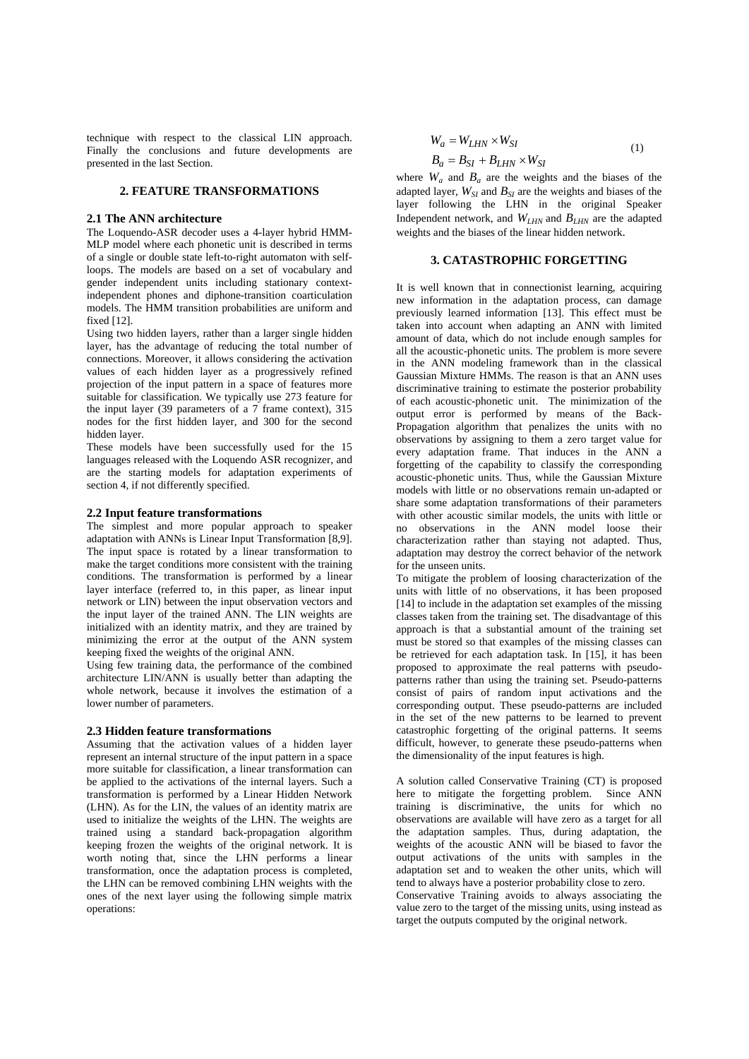technique with respect to the classical LIN approach. Finally the conclusions and future developments are presented in the last Section.

## 2. FEATURE TRANSFORMATIONS

### 2.1 The ANN architecture

The Loquendo-ASR decoder uses a 4-layer hybrid HMM-MLP model where each phonetic unit is described in terms of a single or double state left-to-right automaton with self-loops. The models are based on a set of vocabulary and gender independent units including stationary context-independent phones and diphone-transition coarticulation models. The HMM transition probabilities are uniform and fixed [12].

Using two hidden layers, rather than a larger single hidden layer, has the advantage of reducing the total number of connections. Moreover, it allows considering the activation values of each hidden layer as a progressively refined projection of the input pattern in a space of features more suitable for classification. We typically use 273 feature for the input layer (39 parameters of a 7 frame context), 315 nodes for the first hidden layer, and 300 for the second hidden layer.

These models have been successfully used for the 15 languages released with the Loquendo ASR recognizer, and are the starting models for adaptation experiments of section 4, if not differently specified.

### 2.2 Input feature transformations

The simplest and more popular approach to speaker adaptation with ANNs is Linear Input Transformation [8,9]. The input space is rotated by a linear transformation to make the target conditions more consistent with the training conditions. The transformation is performed by a linear layer interface (referred to, in this paper, as linear input network or LIN) between the input observation vectors and the input layer of the trained ANN. The LIN weights are initialized with an identity matrix, and they are trained by minimizing the error at the output of the ANN system keeping fixed the weights of the original ANN.

Using few training data, the performance of the combined architecture LIN/ANN is usually better than adapting the whole network, because it involves the estimation of a lower number of parameters.

### 2.3 Hidden feature transformations

Assuming that the activation values of a hidden layer represent an internal structure of the input pattern in a space more suitable for classification, a linear transformation can be applied to the activations of the internal layers. Such a transformation is performed by a Linear Hidden Network (LHN). As for the LIN, the values of an identity matrix are used to initialize the weights of the LHN. The weights are trained using a standard back-propagation algorithm keeping frozen the weights of the original network. It is worth noting that, since the LHN performs a linear transformation, once the adaptation process is completed, the LHN can be removed combining LHN weights with the ones of the next layer using the following simple matrix operations:

$$
\begin{aligned}
W_a &= W_{LHN} \times W_{SI} \\
B_a &= B_{SI} + B_{LHN} \times W_{SI}
\end{aligned}
\tag{1}
$$

where $W_a$ and $B_a$ are the weights and the biases of the adapted layer, $W_{SI}$ and $B_{SI}$ are the weights and biases of the layer following the LHN in the original Speaker Independent network, and $W_{LHN}$ and $B_{LHN}$ are the adapted weights and the biases of the linear hidden network.

## 3. CATASTROPHIC FORGETTING

It is well known that in connectionist learning, acquiring new information in the adaptation process, can damage previously learned information [13]. This effect must be taken into account when adapting an ANN with limited amount of data, which do not include enough samples for all the acoustic-phonetic units. The problem is more severe in the ANN modeling framework than in the classical Gaussian Mixture HMMs. The reason is that an ANN uses discriminative training to estimate the posterior probability of each acoustic-phonetic unit. The minimization of the output error is performed by means of the Back-Propagation algorithm that penalizes the units with no observations by assigning to them a zero target value for every adaptation frame. That induces in the ANN a forgetting of the capability to classify the corresponding acoustic-phonetic units. Thus, while the Gaussian Mixture models with little or no observations remain un-adapted or share some adaptation transformations of their parameters with other acoustic similar models, the units with little or no observations in the ANN model loose their characterization rather than staying not adapted. Thus, adaptation may destroy the correct behavior of the network for the unseen units.

To mitigate the problem of loosing characterization of the units with little of no observations, it has been proposed [14] to include in the adaptation set examples of the missing classes taken from the training set. The disadvantage of this approach is that a substantial amount of the training set must be stored so that examples of the missing classes can be retrieved for each adaptation task. In [15], it has been proposed to approximate the real patterns with pseudo-patterns rather than using the training set. Pseudo-patterns consist of pairs of random input activations and the corresponding output. These pseudo-patterns are included in the set of the new patterns to be learned to prevent catastrophic forgetting of the original patterns. It seems difficult, however, to generate these pseudo-patterns when the dimensionality of the input features is high.

A solution called Conservative Training (CT) is proposed here to mitigate the forgetting problem. Since ANN training is discriminative, the units for which no observations are available will have zero as a target for all the adaptation samples. Thus, during adaptation, the weights of the acoustic ANN will be biased to favor the output activations of the units with samples in the adaptation set and to weaken the other units, which will tend to always have a posterior probability close to zero.

Conservative Training avoids to always associating the value zero to the target of the missing units, using instead as target the outputs computed by the original network.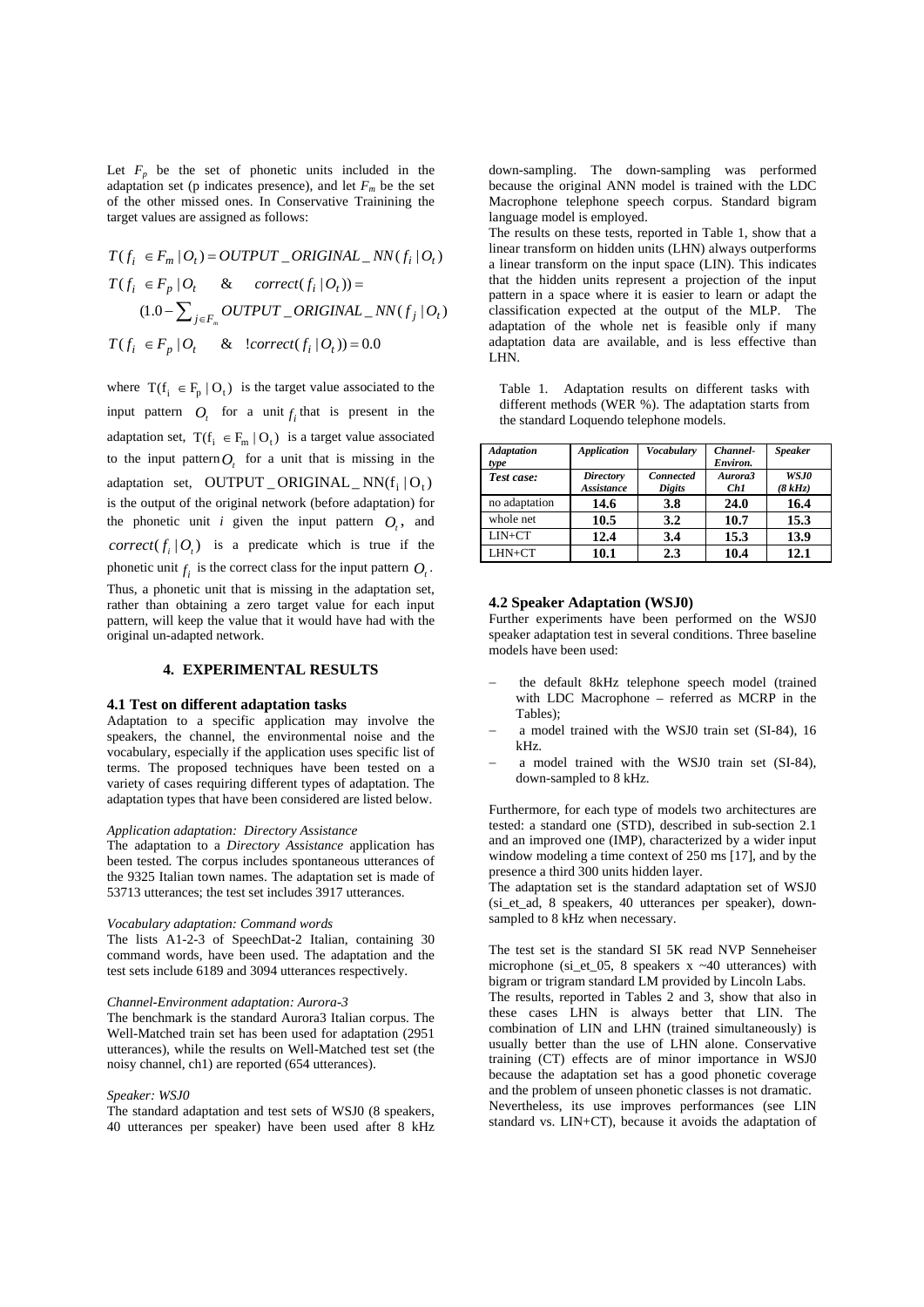Let $F_p$ be the set of phonetic units included in the adaptation set (p indicates presence), and let $F_m$ be the set of the other missed ones. In Conservative Trainining the target values are assigned as follows:

$$T(f_i \in F_m | O_t) = OUTPUT\_ORIGINAL\_NN(f_i | O_t)$$

$$T(f_i \in F_p | O_t \quad \& \quad correct(f_i | O_t)) = (1.0 - \sum_{j \in F_m} OUTPUT\_ORIGINAL\_NN(f_j | O_t)$$

$$T(f_i \in F_p | O_t \quad \& \quad !correct(f_i | O_t)) = 0.0$$

where $T(f_i \in F_p | O_t)$ is the target value associated to the input pattern $O_t$ for a unit $f_i$ that is present in the adaptation set, $T(f_i \in F_m | O_t)$ is a target value associated to the input pattern $O_t$ for a unit that is missing in the adaptation set, $OUTPUT\_ORIGINAL\_NN(f_i | O_t)$ is the output of the original network (before adaptation) for the phonetic unit $i$ given the input pattern $O_t$, and $correct(f_i | O_t)$ is a predicate which is true if the phonetic unit $f_i$ is the correct class for the input pattern $O_t$. Thus, a phonetic unit that is missing in the adaptation set, rather than obtaining a zero target value for each input pattern, will keep the value that it would have had with the original un-adapted network.

## 4. EXPERIMENTAL RESULTS

### 4.1 Test on different adaptation tasks

Adaptation to a specific application may involve the speakers, the channel, the environmental noise and the vocabulary, especially if the application uses specific list of terms. The proposed techniques have been tested on a variety of cases requiring different types of adaptation. The adaptation types that have been considered are listed below.

*Application adaptation: Directory Assistance*

The adaptation to a *Directory Assistance* application has been tested. The corpus includes spontaneous utterances of the 9325 Italian town names. The adaptation set is made of 53713 utterances; the test set includes 3917 utterances.

*Vocabulary adaptation: Command words*

The lists A1-2-3 of SpeechDat-2 Italian, containing 30 command words, have been used. The adaptation and the test sets include 6189 and 3094 utterances respectively.

*Channel-Environment adaptation: Aurora-3*

The benchmark is the standard Aurora3 Italian corpus. The Well-Matched train set has been used for adaptation (2951 utterances), while the results on Well-Matched test set (the noisy channel, ch1) are reported (654 utterances).

*Speaker: WSJ0*

The standard adaptation and test sets of WSJ0 (8 speakers, 40 utterances per speaker) have been used after 8 kHz down-sampling. The down-sampling was performed because the original ANN model is trained with the LDC Macrophone telephone speech corpus. Standard bigram language model is employed.

The results on these tests, reported in Table 1, show that a linear transform on hidden units (LHN) always outperforms a linear transform on the input space (LIN). This indicates that the hidden units represent a projection of the input pattern in a space where it is easier to learn or adapt the classification expected at the output of the MLP. The adaptation of the whole net is feasible only if many adaptation data are available, and is less effective than LHN.

Table 1. Adaptation results on different tasks with different methods (WER %). The adaptation starts from the standard Loquendo telephone models.

| *Adaptation type* | *Application* | *Vocabulary* | *Channel-Environ.* | *Speaker* |
|---|---|---|---|---|
| ***Test case:*** | ***Directory Assistance*** | ***Connected Digits*** | ***Aurora3 Ch1*** | ***WSJ0 (8 kHz)*** |
| no adaptation | **14.6** | **3.8** | **24.0** | **16.4** |
| whole net | **10.5** | **3.2** | **10.7** | **15.3** |
| LIN+CT | **12.4** | **3.4** | **15.3** | **13.9** |
| LHN+CT | **10.1** | **2.3** | **10.4** | **12.1** |

### 4.2 Speaker Adaptation (WSJ0)

Further experiments have been performed on the WSJ0 speaker adaptation test in several conditions. Three baseline models have been used:

- the default 8kHz telephone speech model (trained with LDC Macrophone – referred as MCRP in the Tables);
- a model trained with the WSJ0 train set (SI-84), 16 kHz.
- a model trained with the WSJ0 train set (SI-84), down-sampled to 8 kHz.

Furthermore, for each type of models two architectures are tested: a standard one (STD), described in sub-section 2.1 and an improved one (IMP), characterized by a wider input window modeling a time context of 250 ms [17], and by the presence a third 300 units hidden layer.

The adaptation set is the standard adaptation set of WSJ0 (si_et_ad, 8 speakers, 40 utterances per speaker), down-sampled to 8 kHz when necessary.

The test set is the standard SI 5K read NVP Senneheiser microphone (si_et_05, 8 speakers x ~40 utterances) with bigram or trigram standard LM provided by Lincoln Labs.

The results, reported in Tables 2 and 3, show that also in these cases LHN is always better that LIN. The combination of LIN and LHN (trained simultaneously) is usually better than the use of LHN alone. Conservative training (CT) effects are of minor importance in WSJ0 because the adaptation set has a good phonetic coverage and the problem of unseen phonetic classes is not dramatic. Nevertheless, its use improves performances (see LIN standard vs. LIN+CT), because it avoids the adaptation of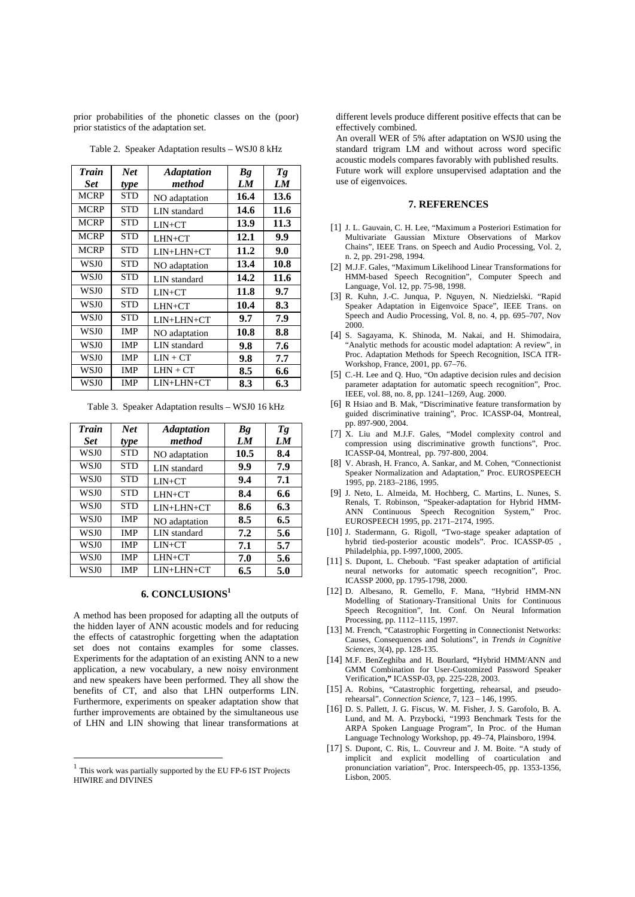prior probabilities of the phonetic classes on the (poor) prior statistics of the adaptation set.

Table 2. Speaker Adaptation results – WSJ0 8 kHz

| *Train Set* | *Net type* | *Adaptation method* | *Bg LM* | *Tg LM* |
|---|---|---|---|---|
| MCRP | STD | NO adaptation | **16.4** | **13.6** |
| MCRP | STD | LIN standard | **14.6** | **11.6** |
| MCRP | STD | LIN+CT | **13.9** | **11.3** |
| MCRP | STD | LHN+CT | **12.1** | **9.9** |
| MCRP | STD | LIN+LHN+CT | **11.2** | **9.0** |
| WSJ0 | STD | NO adaptation | **13.4** | **10.8** |
| WSJ0 | STD | LIN standard | **14.2** | **11.6** |
| WSJ0 | STD | LIN+CT | **11.8** | **9.7** |
| WSJ0 | STD | LHN+CT | **10.4** | **8.3** |
| WSJ0 | STD | LIN+LHN+CT | **9.7** | **7.9** |
| WSJ0 | IMP | NO adaptation | **10.8** | **8.8** |
| WSJ0 | IMP | LIN standard | **9.8** | **7.6** |
| WSJ0 | IMP | LIN + CT | **9.8** | **7.7** |
| WSJ0 | IMP | LHN + CT | **8.5** | **6.6** |
| WSJ0 | IMP | LIN+LHN+CT | **8.3** | **6.3** |

Table 3. Speaker Adaptation results – WSJ0 16 kHz

| *Train Set* | *Net type* | *Adaptation method* | *Bg LM* | *Tg LM* |
|---|---|---|---|---|
| WSJ0 | STD | NO adaptation | **10.5** | **8.4** |
| WSJ0 | STD | LIN standard | **9.9** | **7.9** |
| WSJ0 | STD | LIN+CT | **9.4** | **7.1** |
| WSJ0 | STD | LHN+CT | **8.4** | **6.6** |
| WSJ0 | STD | LIN+LHN+CT | **8.6** | **6.3** |
| WSJ0 | IMP | NO adaptation | **8.5** | **6.5** |
| WSJ0 | IMP | LIN standard | **7.2** | **5.6** |
| WSJ0 | IMP | LIN+CT | **7.1** | **5.7** |
| WSJ0 | IMP | LHN+CT | **7.0** | **5.6** |
| WSJ0 | IMP | LIN+LHN+CT | **6.5** | **5.0** |

## 6. CONCLUSIONS[1]

A method has been proposed for adapting all the outputs of the hidden layer of ANN acoustic models and for reducing the effects of catastrophic forgetting when the adaptation set does not contains examples for some classes. Experiments for the adaptation of an existing ANN to a new application, a new vocabulary, a new noisy environment and new speakers have been performed. They all show the benefits of CT, and also that LHN outperforms LIN. Furthermore, experiments on speaker adaptation show that further improvements are obtained by the simultaneous use of LHN and LIN showing that linear transformations at different levels produce different positive effects that can be effectively combined.

An overall WER of 5% after adaptation on WSJ0 using the standard trigram LM and without across word specific acoustic models compares favorably with published results. Future work will explore unsupervised adaptation and the use of eigenvoices.

[1] This work was partially supported by the EU FP-6 IST Projects HIWIRE and DIVINES

## 7. REFERENCES

[1] J. L. Gauvain, C. H. Lee, "Maximum a Posteriori Estimation for Multivariate Gaussian Mixture Observations of Markov Chains", IEEE Trans. on Speech and Audio Processing, Vol. 2, n. 2, pp. 291-298, 1994.

[2] M.J.F. Gales, "Maximum Likelihood Linear Transformations for HMM-based Speech Recognition", Computer Speech and Language, Vol. 12, pp. 75-98, 1998.

[3] R. Kuhn, J.-C. Junqua, P. Nguyen, N. Niedzielski. "Rapid Speaker Adaptation in Eigenvoice Space", IEEE Trans. on Speech and Audio Processing, Vol. 8, no. 4, pp. 695–707, Nov 2000.

[4] S. Sagayama, K. Shinoda, M. Nakai, and H. Shimodaira, "Analytic methods for acoustic model adaptation: A review", in Proc. Adaptation Methods for Speech Recognition, ISCA ITR-Workshop, France, 2001, pp. 67–76.

[5] C.-H. Lee and Q. Huo, "On adaptive decision rules and decision parameter adaptation for automatic speech recognition", Proc. IEEE, vol. 88, no. 8, pp. 1241–1269, Aug. 2000.

[6] R Hsiao and B. Mak, "Discriminative feature transformation by guided discriminative training", Proc. ICASSP-04, Montreal, pp. 897-900, 2004.

[7] X. Liu and M.J.F. Gales, "Model complexity control and compression using discriminative growth functions", Proc. ICASSP-04, Montreal, pp. 797-800, 2004.

[8] V. Abrash, H. Franco, A. Sankar, and M. Cohen, "Connectionist Speaker Normalization and Adaptation," Proc. EUROSPEECH 1995, pp. 2183–2186, 1995.

[9] J. Neto, L. Almeida, M. Hochberg, C. Martins, L. Nunes, S. Renals, T. Robinson, "Speaker-adaptation for Hybrid HMM-ANN Continuous Speech Recognition System," Proc. EUROSPEECH 1995, pp. 2171–2174, 1995.

[10] J. Stadermann, G. Rigoll, "Two-stage speaker adaptation of hybrid tied-posterior acoustic models". Proc. ICASSP-05 , Philadelphia, pp. I-997,1000, 2005.

[11] S. Dupont, L. Cheboub. "Fast speaker adaptation of artificial neural networks for automatic speech recognition", Proc. ICASSP 2000, pp. 1795-1798, 2000.

[12] D. Albesano, R. Gemello, F. Mana, "Hybrid HMM-NN Modelling of Stationary-Transitional Units for Continuous Speech Recognition", Int. Conf. On Neural Information Processing, pp. 1112–1115, 1997.

[13] M. French, "Catastrophic Forgetting in Connectionist Networks: Causes, Consequences and Solutions", in *Trends in Cognitive Sciences*, 3(4), pp. 128-135.

[14] M.F. BenZeghiba and H. Bourlard, **"**Hybrid HMM/ANN and GMM Combination for User-Customized Password Speaker Verification**,"** ICASSP-03, pp. 225-228, 2003.

[15] A. Robins, "Catastrophic forgetting, rehearsal, and pseudo-rehearsal". *Connection Science*, 7, 123 – 146, 1995.

[16] D. S. Pallett, J. G. Fiscus, W. M. Fisher, J. S. Garofolo, B. A. Lund, and M. A. Przybocki, "1993 Benchmark Tests for the ARPA Spoken Language Program", In Proc. of the Human Language Technology Workshop, pp. 49–74, Plainsboro, 1994.

[17] S. Dupont, C. Ris, L. Couvreur and J. M. Boite. "A study of implicit and explicit modelling of coarticulation and pronunciation variation", Proc. Interspeech-05, pp. 1353-1356, Lisbon, 2005.